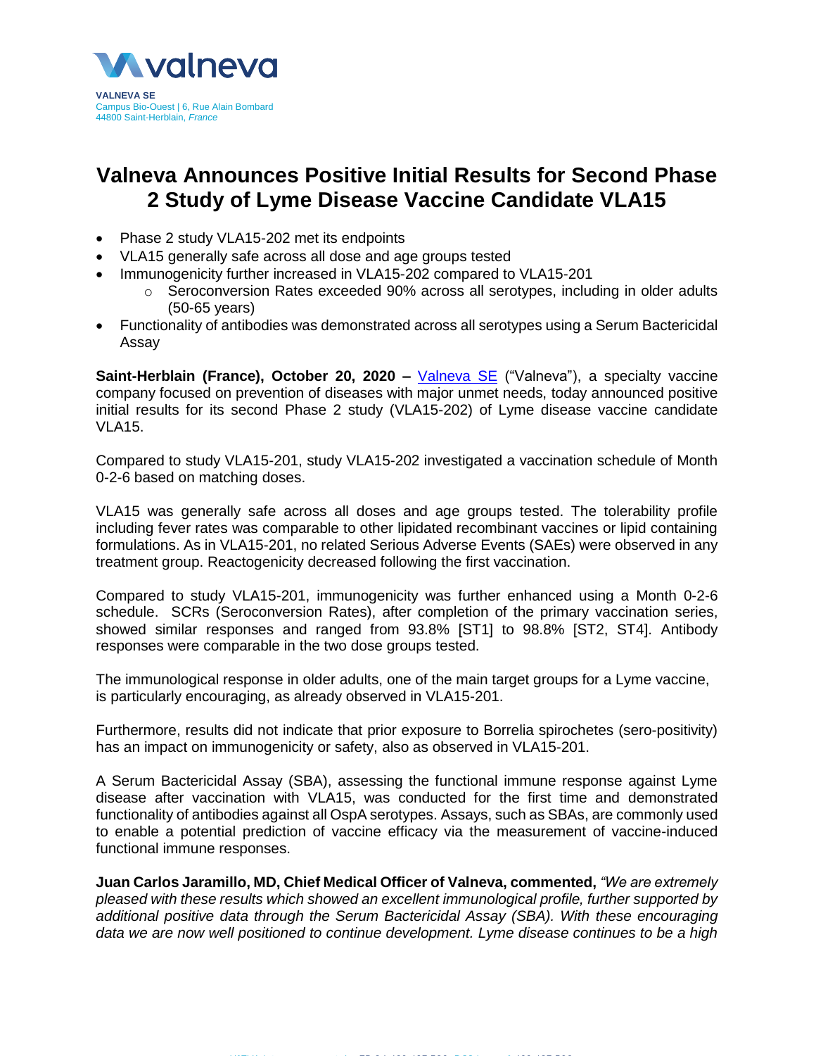**VALNEVA SE**
Campus Bio-Ouest | 6, Rue Alain Bombard
44800 Saint-Herblain, *France*

# Valneva Announces Positive Initial Results for Second Phase 2 Study of Lyme Disease Vaccine Candidate VLA15

- Phase 2 study VLA15-202 met its endpoints
- VLA15 generally safe across all dose and age groups tested
- Immunogenicity further increased in VLA15-202 compared to VLA15-201
  - Seroconversion Rates exceeded 90% across all serotypes, including in older adults (50-65 years)
- Functionality of antibodies was demonstrated across all serotypes using a Serum Bactericidal Assay

**Saint-Herblain (France), October 20, 2020 –** Valneva SE ("Valneva"), a specialty vaccine company focused on prevention of diseases with major unmet needs, today announced positive initial results for its second Phase 2 study (VLA15-202) of Lyme disease vaccine candidate VLA15.

Compared to study VLA15-201, study VLA15-202 investigated a vaccination schedule of Month 0-2-6 based on matching doses.

VLA15 was generally safe across all doses and age groups tested. The tolerability profile including fever rates was comparable to other lipidated recombinant vaccines or lipid containing formulations. As in VLA15-201, no related Serious Adverse Events (SAEs) were observed in any treatment group. Reactogenicity decreased following the first vaccination.

Compared to study VLA15-201, immunogenicity was further enhanced using a Month 0-2-6 schedule. SCRs (Seroconversion Rates), after completion of the primary vaccination series, showed similar responses and ranged from 93.8% [ST1] to 98.8% [ST2, ST4]. Antibody responses were comparable in the two dose groups tested.

The immunological response in older adults, one of the main target groups for a Lyme vaccine, is particularly encouraging, as already observed in VLA15-201.

Furthermore, results did not indicate that prior exposure to Borrelia spirochetes (sero-positivity) has an impact on immunogenicity or safety, also as observed in VLA15-201.

A Serum Bactericidal Assay (SBA), assessing the functional immune response against Lyme disease after vaccination with VLA15, was conducted for the first time and demonstrated functionality of antibodies against all OspA serotypes. Assays, such as SBAs, are commonly used to enable a potential prediction of vaccine efficacy via the measurement of vaccine-induced functional immune responses.

**Juan Carlos Jaramillo, MD, Chief Medical Officer of Valneva, commented,** *"We are extremely pleased with these results which showed an excellent immunological profile, further supported by additional positive data through the Serum Bactericidal Assay (SBA). With these encouraging data we are now well positioned to continue development. Lyme disease continues to be a high*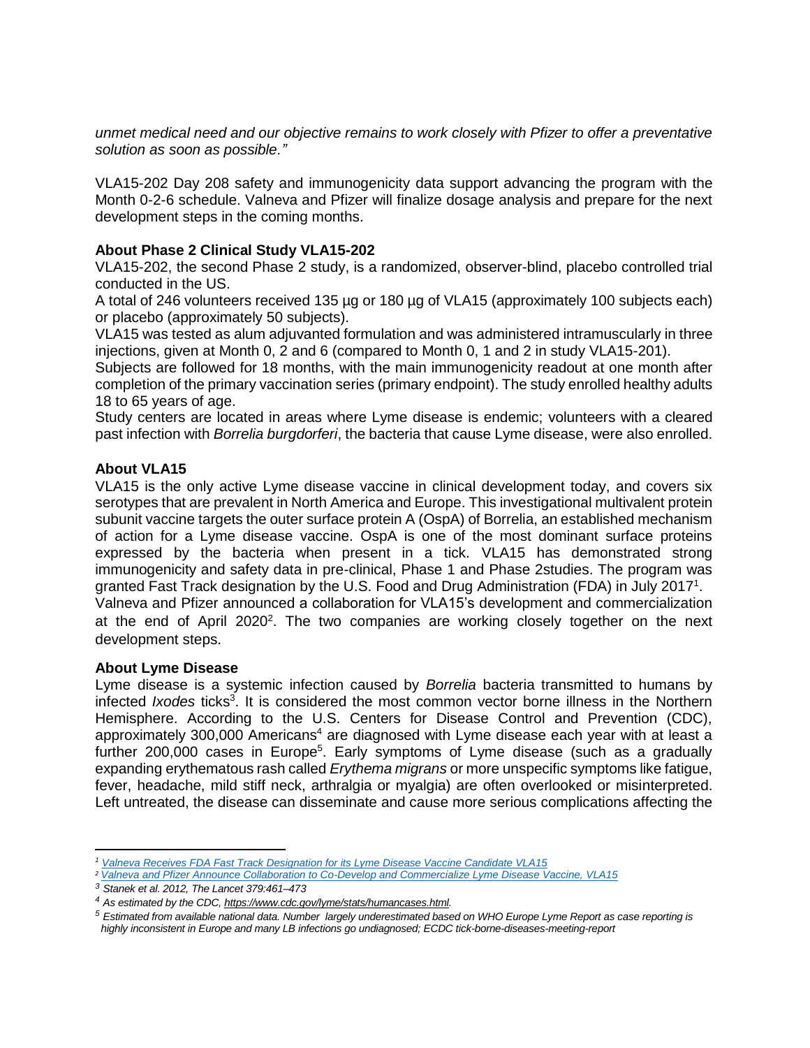*unmet medical need and our objective remains to work closely with Pfizer to offer a preventative solution as soon as possible."*

VLA15-202 Day 208 safety and immunogenicity data support advancing the program with the Month 0-2-6 schedule. Valneva and Pfizer will finalize dosage analysis and prepare for the next development steps in the coming months.

**About Phase 2 Clinical Study VLA15-202**

VLA15-202, the second Phase 2 study, is a randomized, observer-blind, placebo controlled trial conducted in the US.

A total of 246 volunteers received 135 µg or 180 µg of VLA15 (approximately 100 subjects each) or placebo (approximately 50 subjects).

VLA15 was tested as alum adjuvanted formulation and was administered intramuscularly in three injections, given at Month 0, 2 and 6 (compared to Month 0, 1 and 2 in study VLA15-201).

Subjects are followed for 18 months, with the main immunogenicity readout at one month after completion of the primary vaccination series (primary endpoint). The study enrolled healthy adults 18 to 65 years of age.

Study centers are located in areas where Lyme disease is endemic; volunteers with a cleared past infection with *Borrelia burgdorferi*, the bacteria that cause Lyme disease, were also enrolled.

**About VLA15**

VLA15 is the only active Lyme disease vaccine in clinical development today, and covers six serotypes that are prevalent in North America and Europe. This investigational multivalent protein subunit vaccine targets the outer surface protein A (OspA) of Borrelia, an established mechanism of action for a Lyme disease vaccine. OspA is one of the most dominant surface proteins expressed by the bacteria when present in a tick. VLA15 has demonstrated strong immunogenicity and safety data in pre-clinical, Phase 1 and Phase 2studies. The program was granted Fast Track designation by the U.S. Food and Drug Administration (FDA) in July 2017[1].

Valneva and Pfizer announced a collaboration for VLA15's development and commercialization at the end of April 2020[2]. The two companies are working closely together on the next development steps.

**About Lyme Disease**

Lyme disease is a systemic infection caused by *Borrelia* bacteria transmitted to humans by infected *Ixodes* ticks[3]. It is considered the most common vector borne illness in the Northern Hemisphere. According to the U.S. Centers for Disease Control and Prevention (CDC), approximately 300,000 Americans[4] are diagnosed with Lyme disease each year with at least a further 200,000 cases in Europe[5]. Early symptoms of Lyme disease (such as a gradually expanding erythematous rash called *Erythema migrans* or more unspecific symptoms like fatigue, fever, headache, mild stiff neck, arthralgia or myalgia) are often overlooked or misinterpreted. Left untreated, the disease can disseminate and cause more serious complications affecting the

---

[1] *Valneva Receives FDA Fast Track Designation for its Lyme Disease Vaccine Candidate VLA15*

[2] *Valneva and Pfizer Announce Collaboration to Co-Develop and Commercialize Lyme Disease Vaccine, VLA15*

[3] *Stanek et al. 2012, The Lancet 379:461–473*

[4] *As estimated by the CDC, https://www.cdc.gov/lyme/stats/humancases.html.*

[5] *Estimated from available national data. Number largely underestimated based on WHO Europe Lyme Report as case reporting is highly inconsistent in Europe and many LB infections go undiagnosed; ECDC tick-borne-diseases-meeting-report*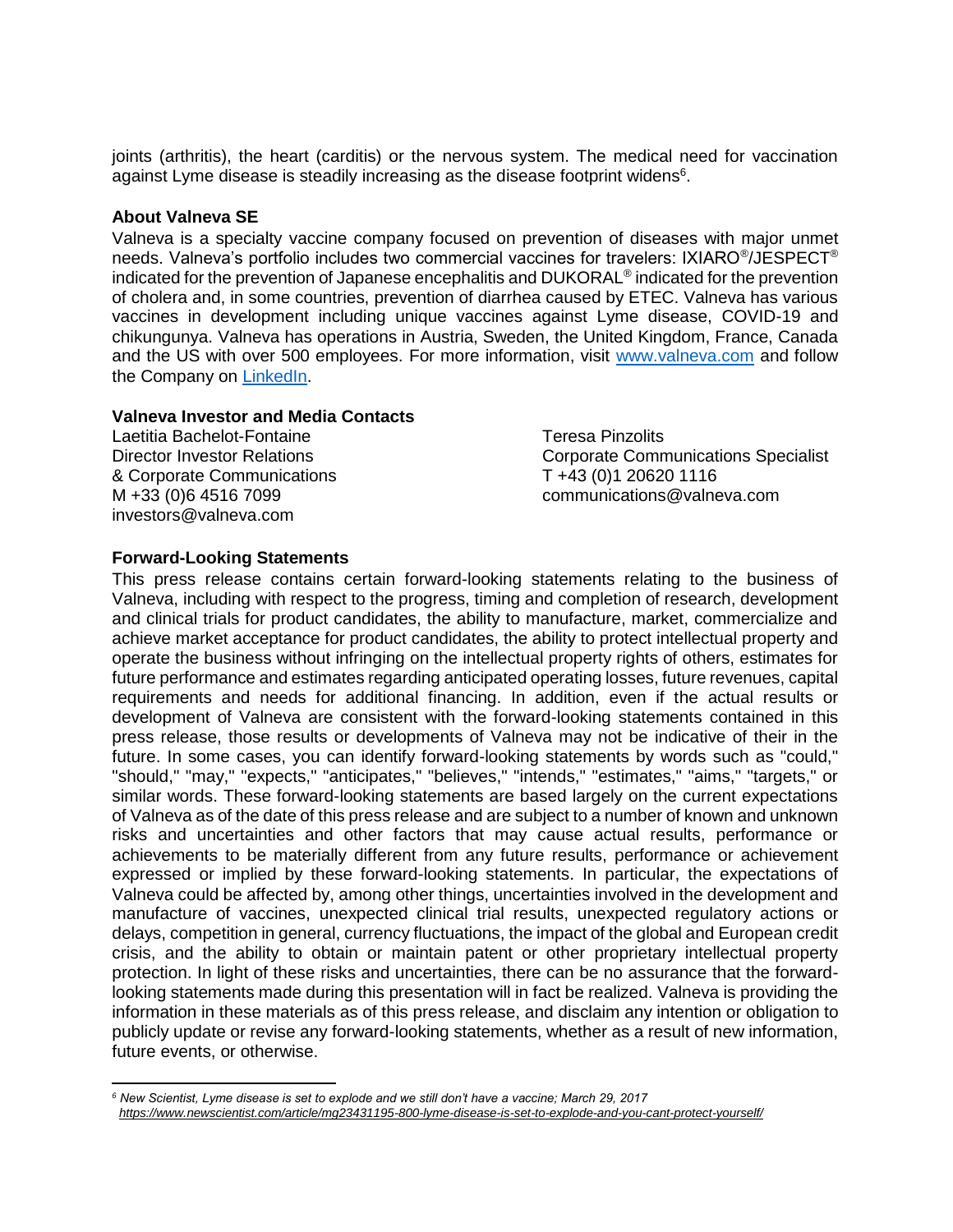joints (arthritis), the heart (carditis) or the nervous system. The medical need for vaccination against Lyme disease is steadily increasing as the disease footprint widens[6].

**About Valneva SE**

Valneva is a specialty vaccine company focused on prevention of diseases with major unmet needs. Valneva's portfolio includes two commercial vaccines for travelers: IXIARO®/JESPECT® indicated for the prevention of Japanese encephalitis and DUKORAL® indicated for the prevention of cholera and, in some countries, prevention of diarrhea caused by ETEC. Valneva has various vaccines in development including unique vaccines against Lyme disease, COVID-19 and chikungunya. Valneva has operations in Austria, Sweden, the United Kingdom, France, Canada and the US with over 500 employees. For more information, visit [www.valneva.com](http://www.valneva.com) and follow the Company on [LinkedIn](https://www.linkedin.com).

**Valneva Investor and Media Contacts**

Laetitia Bachelot-Fontaine
Director Investor Relations
& Corporate Communications
M +33 (0)6 4516 7099
investors@valneva.com

Teresa Pinzolits
Corporate Communications Specialist
T +43 (0)1 20620 1116
communications@valneva.com

**Forward-Looking Statements**

This press release contains certain forward-looking statements relating to the business of Valneva, including with respect to the progress, timing and completion of research, development and clinical trials for product candidates, the ability to manufacture, market, commercialize and achieve market acceptance for product candidates, the ability to protect intellectual property and operate the business without infringing on the intellectual property rights of others, estimates for future performance and estimates regarding anticipated operating losses, future revenues, capital requirements and needs for additional financing. In addition, even if the actual results or development of Valneva are consistent with the forward-looking statements contained in this press release, those results or developments of Valneva may not be indicative of their in the future. In some cases, you can identify forward-looking statements by words such as "could," "should," "may," "expects," "anticipates," "believes," "intends," "estimates," "aims," "targets," or similar words. These forward-looking statements are based largely on the current expectations of Valneva as of the date of this press release and are subject to a number of known and unknown risks and uncertainties and other factors that may cause actual results, performance or achievements to be materially different from any future results, performance or achievement expressed or implied by these forward-looking statements. In particular, the expectations of Valneva could be affected by, among other things, uncertainties involved in the development and manufacture of vaccines, unexpected clinical trial results, unexpected regulatory actions or delays, competition in general, currency fluctuations, the impact of the global and European credit crisis, and the ability to obtain or maintain patent or other proprietary intellectual property protection. In light of these risks and uncertainties, there can be no assurance that the forward-looking statements made during this presentation will in fact be realized. Valneva is providing the information in these materials as of this press release, and disclaim any intention or obligation to publicly update or revise any forward-looking statements, whether as a result of new information, future events, or otherwise.

---

[6] *New Scientist, Lyme disease is set to explode and we still don't have a vaccine; March 29, 2017*
*https://www.newscientist.com/article/mg23431195-800-lyme-disease-is-set-to-explode-and-you-cant-protect-yourself/*